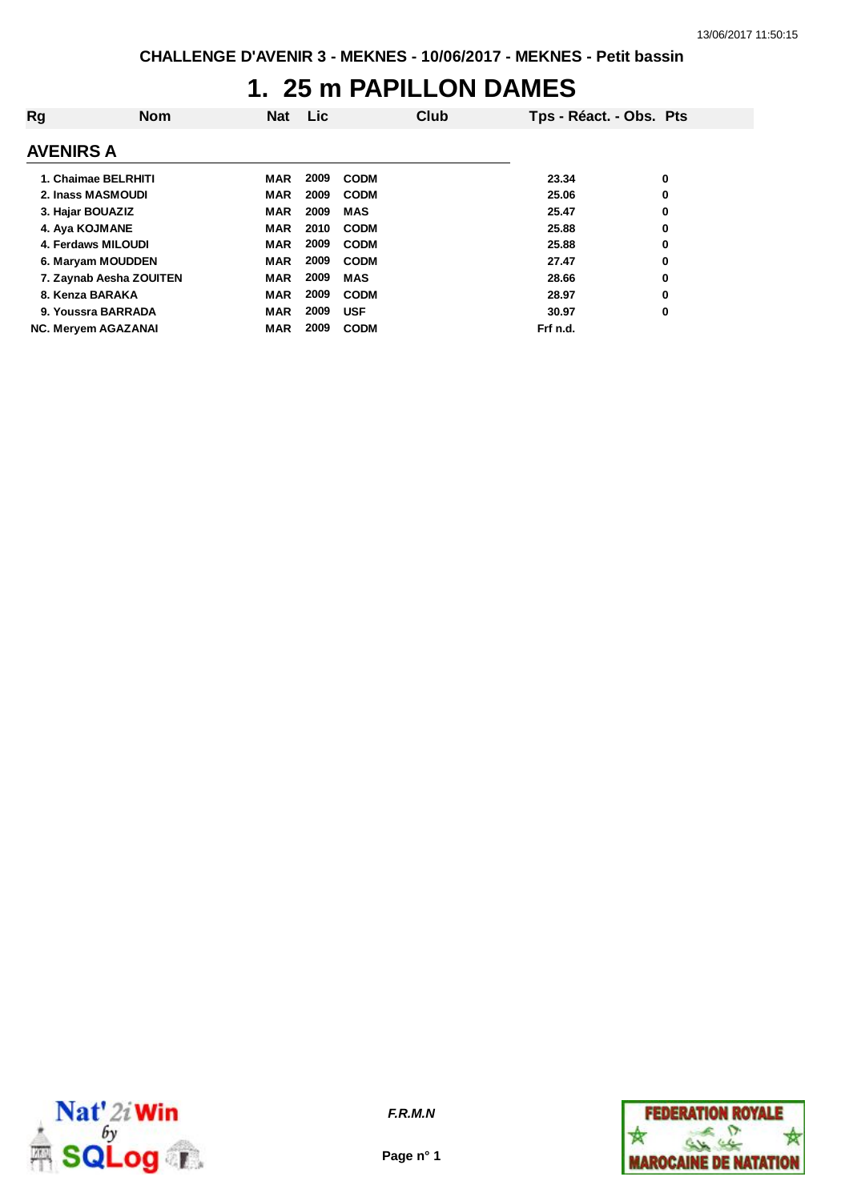CHALLENGE D'AVENIR 3 - MEKNES - 10/06/2017 - MEKNES - Petit bassin

# 1. 25 m PAPILLON DAMES

## AVENIRS A

| Rg | Nom | Nat | Lic | Club | Tps - Réact. - Obs. | Pts |
|---|---|---|---|---|---|---|
| 1. | Chaimae BELRHITI | MAR | 2009 | CODM | 23.34 | 0 |
| 2. | Inass MASMOUDI | MAR | 2009 | CODM | 25.06 | 0 |
| 3. | Hajar BOUAZIZ | MAR | 2009 | MAS | 25.47 | 0 |
| 4. | Aya KOJMANE | MAR | 2010 | CODM | 25.88 | 0 |
| 4. | Ferdaws MILOUDI | MAR | 2009 | CODM | 25.88 | 0 |
| 6. | Maryam MOUDDEN | MAR | 2009 | CODM | 27.47 | 0 |
| 7. | Zaynab Aesha ZOUITEN | MAR | 2009 | MAS | 28.66 | 0 |
| 8. | Kenza BARAKA | MAR | 2009 | CODM | 28.97 | 0 |
| 9. | Youssra BARRADA | MAR | 2009 | USF | 30.97 | 0 |
| NC. | Meryem AGAZANAI | MAR | 2009 | CODM | Frf n.d. | |

F.R.M.N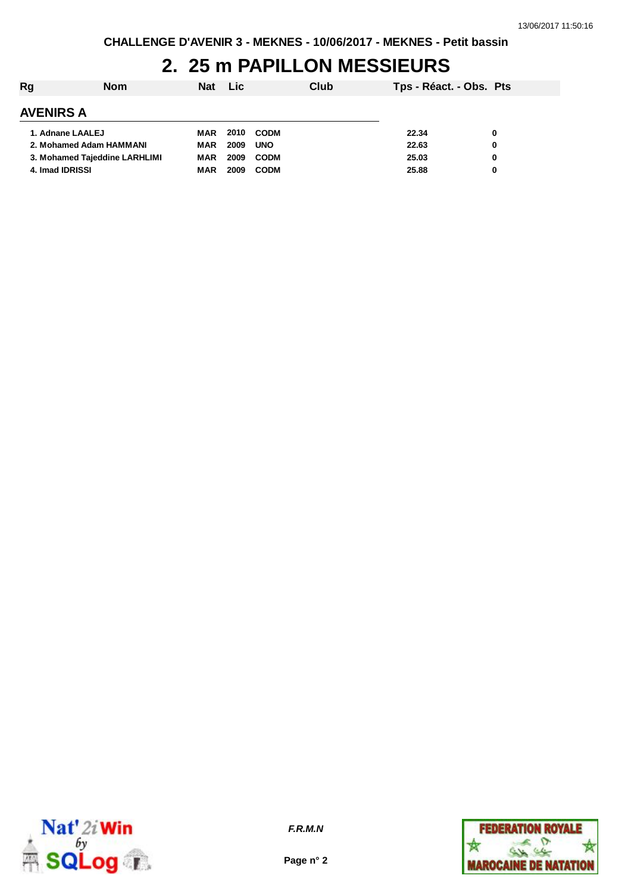# 2. 25 m PAPILLON MESSIEURS

| Rg | Nom | Nat | Lic | Club | Tps - Réact. - Obs. | Pts |
|---|---|---|---|---|---|---|
| **AVENIRS A** | | | | | | |
| 1. | Adnane LAALEJ | MAR | 2010 | CODM | 22.34 | 0 |
| 2. | Mohamed Adam HAMMANI | MAR | 2009 | UNO | 22.63 | 0 |
| 3. | Mohamed Tajeddine LARHLIMI | MAR | 2009 | CODM | 25.03 | 0 |
| 4. | Imad IDRISSI | MAR | 2009 | CODM | 25.88 | 0 |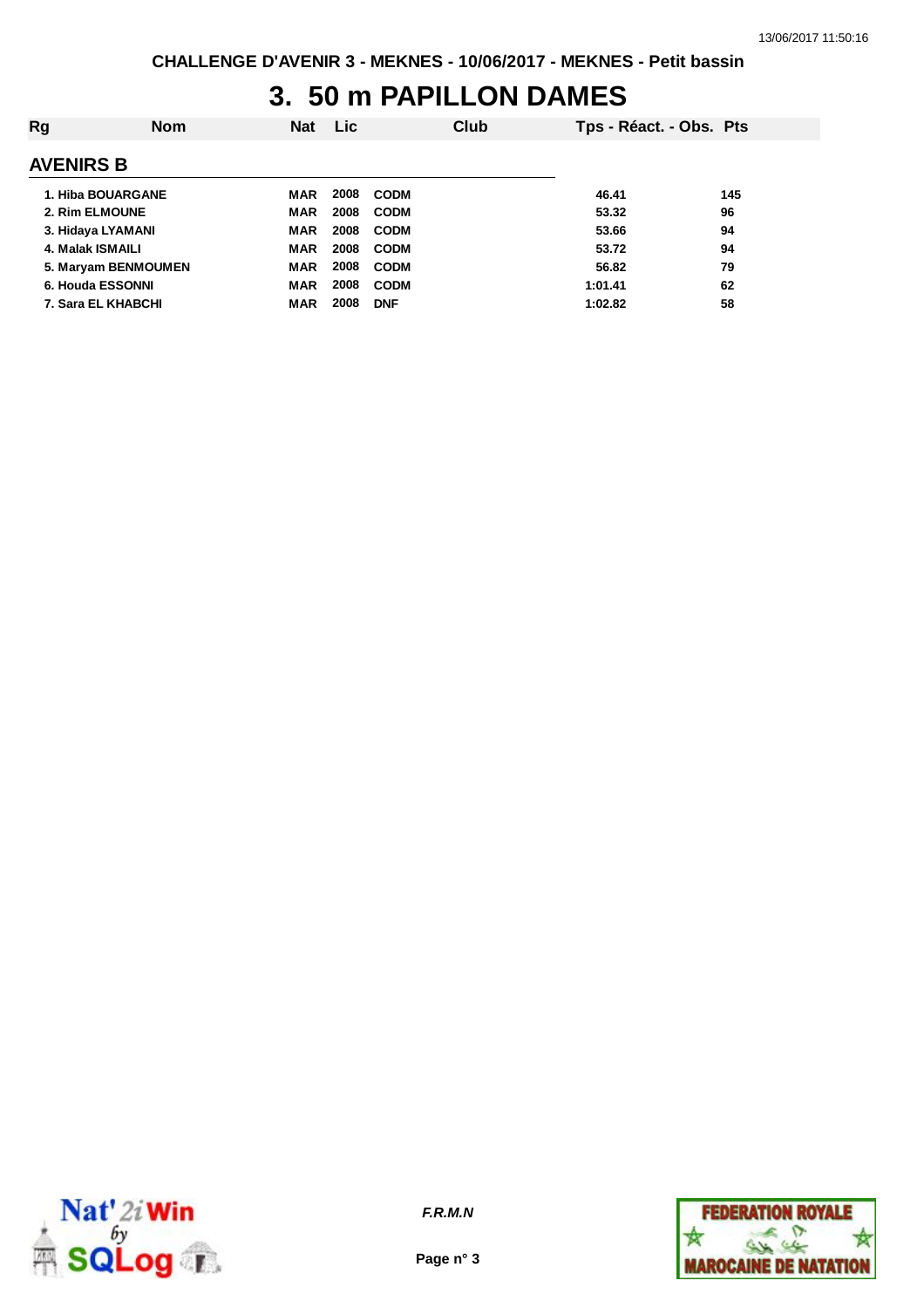# 3. 50 m PAPILLON DAMES

| Rg | Nom | Nat | Lic | Club | Tps - Réact. - Obs. | Pts |
|---|---|---|---|---|---|---|
| **AVENIRS B** | | | | | | |
| 1. | Hiba BOUARGANE | MAR | 2008 | CODM | 46.41 | 145 |
| 2. | Rim ELMOUNE | MAR | 2008 | CODM | 53.32 | 96 |
| 3. | Hidaya LYAMANI | MAR | 2008 | CODM | 53.66 | 94 |
| 4. | Malak ISMAILI | MAR | 2008 | CODM | 53.72 | 94 |
| 5. | Maryam BENMOUMEN | MAR | 2008 | CODM | 56.82 | 79 |
| 6. | Houda ESSONNI | MAR | 2008 | CODM | 1:01.41 | 62 |
| 7. | Sara EL KHABCHI | MAR | 2008 | DNF | 1:02.82 | 58 |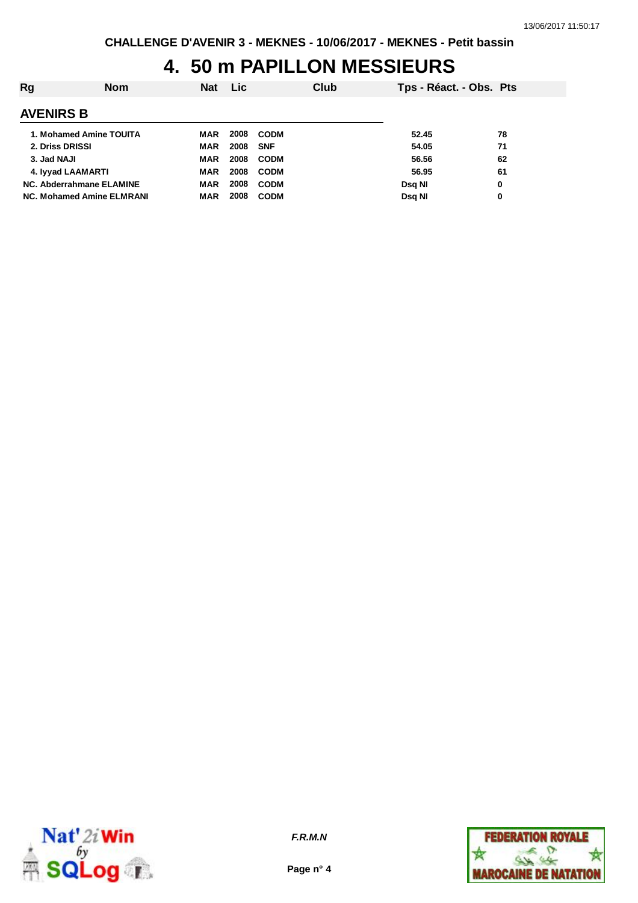CHALLENGE D'AVENIR 3 - MEKNES - 10/06/2017 - MEKNES - Petit bassin

# 4. 50 m PAPILLON MESSIEURS

| Rg | Nom | Nat | Lic | Club | Tps - Réact. - Obs. | Pts |
|---|---|---|---|---|---|---|
| **AVENIRS B** | | | | | | |
| 1. | Mohamed Amine TOUITA | MAR | 2008 | CODM | 52.45 | 78 |
| 2. | Driss DRISSI | MAR | 2008 | SNF | 54.05 | 71 |
| 3. | Jad NAJI | MAR | 2008 | CODM | 56.56 | 62 |
| 4. | Iyyad LAAMARTI | MAR | 2008 | CODM | 56.95 | 61 |
| NC. | Abderrahmane ELAMINE | MAR | 2008 | CODM | Dsq NI | 0 |
| NC. | Mohamed Amine ELMRANI | MAR | 2008 | CODM | Dsq NI | 0 |

*F.R.M.N*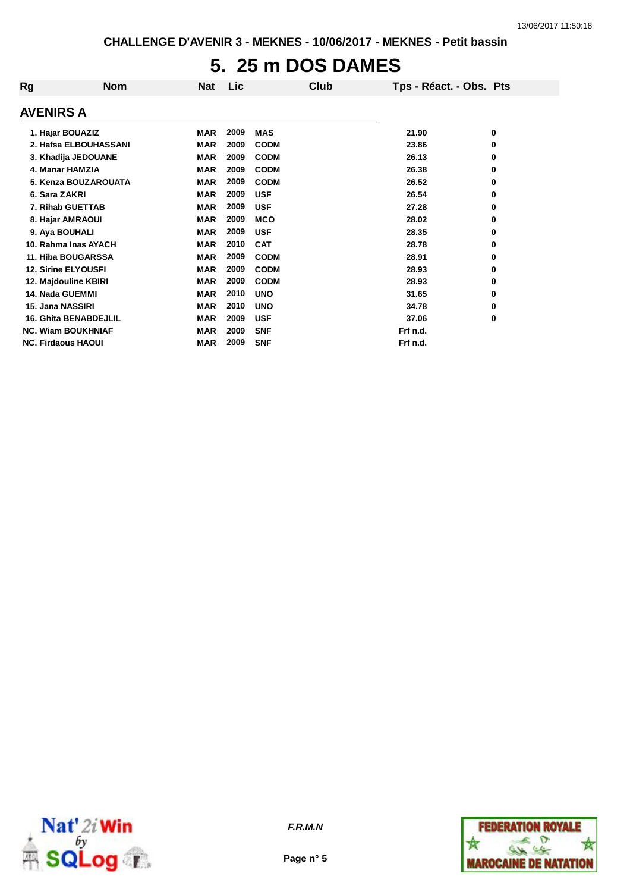# 5. 25 m DOS DAMES

| Rg | Nom | Nat | Lic | Club | Tps - Réact. - Obs. | Pts |
|---|---|---|---|---|---|---|

## AVENIRS A

| Rg | Nom | Nat | Lic | Club | Tps - Réact. - Obs. | Pts |
|---|---|---|---|---|---|---|
| 1. | Hajar BOUAZIZ | MAR | 2009 | MAS | 21.90 | 0 |
| 2. | Hafsa ELBOUHASSANI | MAR | 2009 | CODM | 23.86 | 0 |
| 3. | Khadija JEDOUANE | MAR | 2009 | CODM | 26.13 | 0 |
| 4. | Manar HAMZIA | MAR | 2009 | CODM | 26.38 | 0 |
| 5. | Kenza BOUZAROUATA | MAR | 2009 | CODM | 26.52 | 0 |
| 6. | Sara ZAKRI | MAR | 2009 | USF | 26.54 | 0 |
| 7. | Rihab GUETTAB | MAR | 2009 | USF | 27.28 | 0 |
| 8. | Hajar AMRAOUI | MAR | 2009 | MCO | 28.02 | 0 |
| 9. | Aya BOUHALI | MAR | 2009 | USF | 28.35 | 0 |
| 10. | Rahma Inas AYACH | MAR | 2010 | CAT | 28.78 | 0 |
| 11. | Hiba BOUGARSSA | MAR | 2009 | CODM | 28.91 | 0 |
| 12. | Sirine ELYOUSFI | MAR | 2009 | CODM | 28.93 | 0 |
| 12. | Majdouline KBIRI | MAR | 2009 | CODM | 28.93 | 0 |
| 14. | Nada GUEMMI | MAR | 2010 | UNO | 31.65 | 0 |
| 15. | Jana NASSIRI | MAR | 2010 | UNO | 34.78 | 0 |
| 16. | Ghita BENABDEJLIL | MAR | 2009 | USF | 37.06 | 0 |
| NC. | Wiam BOUKHNIAF | MAR | 2009 | SNF | Frf n.d. | |
| NC. | Firdaous HAOUI | MAR | 2009 | SNF | Frf n.d. | |

*F.R.M.N*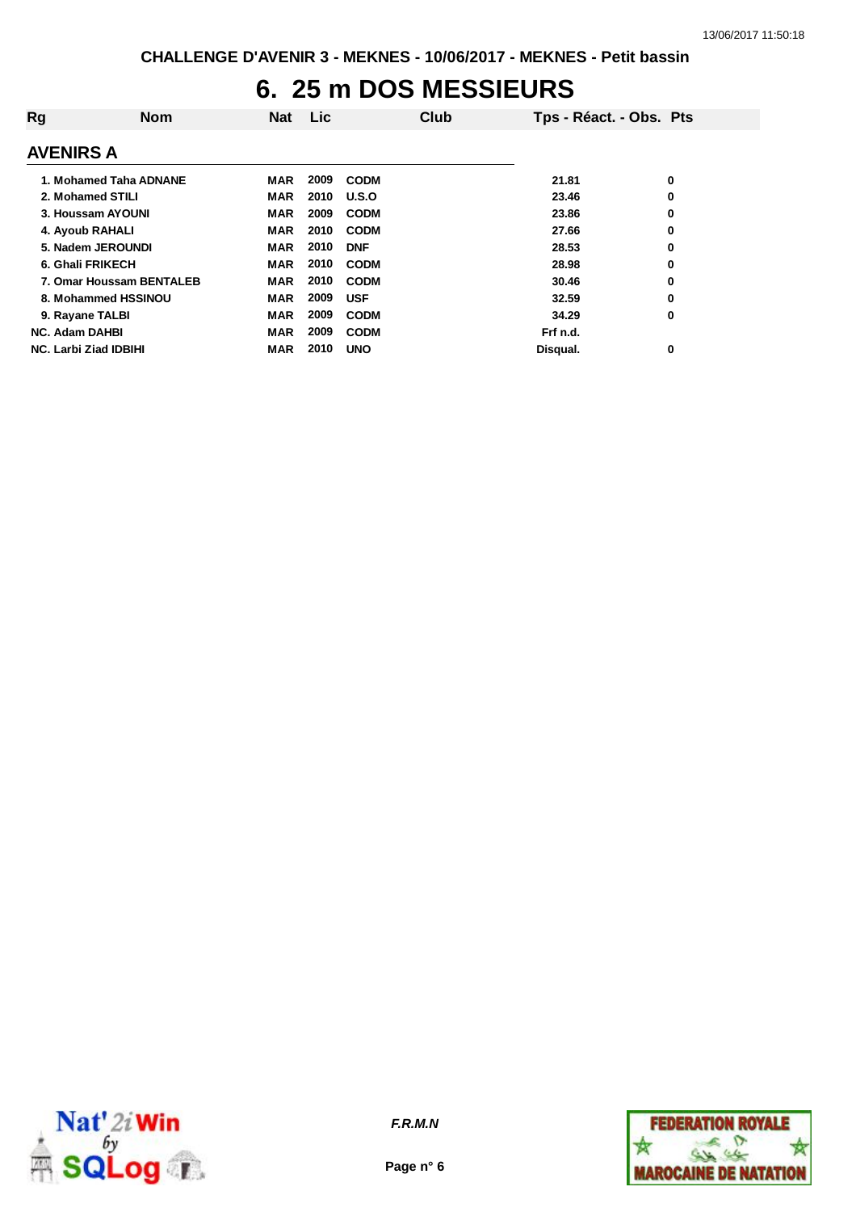# 6. 25 m DOS MESSIEURS

| Rg | Nom | Nat | Lic | Club | Tps - Réact. - Obs. | Pts |
|---|---|---|---|---|---|---|

## AVENIRS A

| Rg | Nom | Nat | Lic | Club | Tps - Réact. - Obs. | Pts |
|---|---|---|---|---|---|---|
| 1. | Mohamed Taha ADNANE | MAR | 2009 | CODM | 21.81 | 0 |
| 2. | Mohamed STILI | MAR | 2010 | U.S.O | 23.46 | 0 |
| 3. | Houssam AYOUNI | MAR | 2009 | CODM | 23.86 | 0 |
| 4. | Ayoub RAHALI | MAR | 2010 | CODM | 27.66 | 0 |
| 5. | Nadem JEROUNDI | MAR | 2010 | DNF | 28.53 | 0 |
| 6. | Ghali FRIKECH | MAR | 2010 | CODM | 28.98 | 0 |
| 7. | Omar Houssam BENTALEB | MAR | 2010 | CODM | 30.46 | 0 |
| 8. | Mohammed HSSINOU | MAR | 2009 | USF | 32.59 | 0 |
| 9. | Rayane TALBI | MAR | 2009 | CODM | 34.29 | 0 |
| NC. | Adam DAHBI | MAR | 2009 | CODM | Frf n.d. | |
| NC. | Larbi Ziad IDBIHI | MAR | 2010 | UNO | Disqual. | 0 |

*F.R.M.N*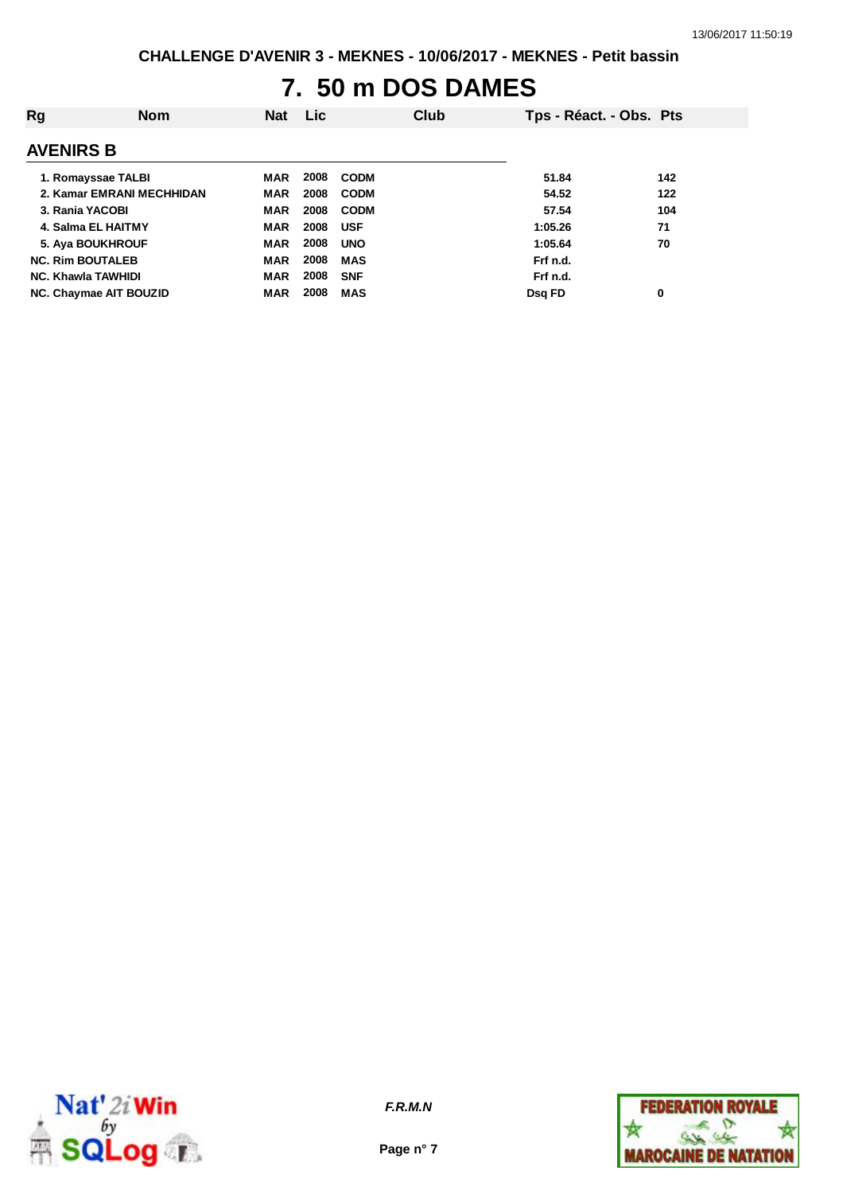CHALLENGE D'AVENIR 3 - MEKNES - 10/06/2017 - MEKNES - Petit bassin

# 7. 50 m DOS DAMES

| Rg | Nom | Nat | Lic | Club | Tps - Réact. - Obs. | Pts |
|---|---|---|---|---|---|---|
| **AVENIRS B** | | | | | | |
| 1. | Romayssae TALBI | MAR | 2008 | CODM | 51.84 | 142 |
| 2. | Kamar EMRANI MECHHIDAN | MAR | 2008 | CODM | 54.52 | 122 |
| 3. | Rania YACOBI | MAR | 2008 | CODM | 57.54 | 104 |
| 4. | Salma EL HAITMY | MAR | 2008 | USF | 1:05.26 | 71 |
| 5. | Aya BOUKHROUF | MAR | 2008 | UNO | 1:05.64 | 70 |
| NC. | Rim BOUTALEB | MAR | 2008 | MAS | Frf n.d. | |
| NC. | Khawla TAWHIDI | MAR | 2008 | SNF | Frf n.d. | |
| NC. | Chaymae AIT BOUZID | MAR | 2008 | MAS | Dsq FD | 0 |

*F.R.M.N*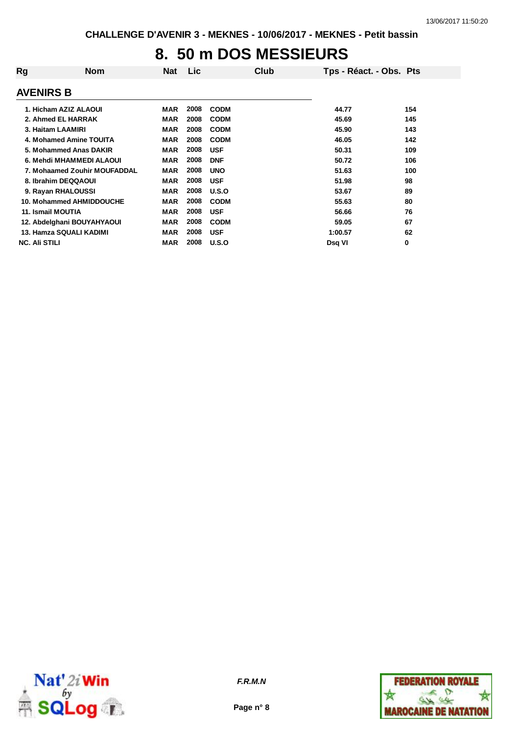CHALLENGE D'AVENIR 3 - MEKNES - 10/06/2017 - MEKNES - Petit bassin

# 8. 50 m DOS MESSIEURS

## AVENIRS B

| Rg | Nom | Nat | Lic | Club | Tps - Réact. - Obs. | Pts |
|---|---|---|---|---|---|---|
| 1. | Hicham AZIZ ALAOUI | MAR | 2008 | CODM | 44.77 | 154 |
| 2. | Ahmed EL HARRAK | MAR | 2008 | CODM | 45.69 | 145 |
| 3. | Haitam LAAMIRI | MAR | 2008 | CODM | 45.90 | 143 |
| 4. | Mohamed Amine TOUITA | MAR | 2008 | CODM | 46.05 | 142 |
| 5. | Mohammed Anas DAKIR | MAR | 2008 | USF | 50.31 | 109 |
| 6. | Mehdi MHAMMEDI ALAOUI | MAR | 2008 | DNF | 50.72 | 106 |
| 7. | Mohaamed Zouhir MOUFADDAL | MAR | 2008 | UNO | 51.63 | 100 |
| 8. | Ibrahim DEQQAOUI | MAR | 2008 | USF | 51.98 | 98 |
| 9. | Rayan RHALOUSSI | MAR | 2008 | U.S.O | 53.67 | 89 |
| 10. | Mohammed AHMIDDOUCHE | MAR | 2008 | CODM | 55.63 | 80 |
| 11. | Ismail MOUTIA | MAR | 2008 | USF | 56.66 | 76 |
| 12. | Abdelghani BOUYAHYAOUI | MAR | 2008 | CODM | 59.05 | 67 |
| 13. | Hamza SQUALI KADIMI | MAR | 2008 | USF | 1:00.57 | 62 |
| NC. | Ali STILI | MAR | 2008 | U.S.O | Dsq VI | 0 |

*F.R.M.N*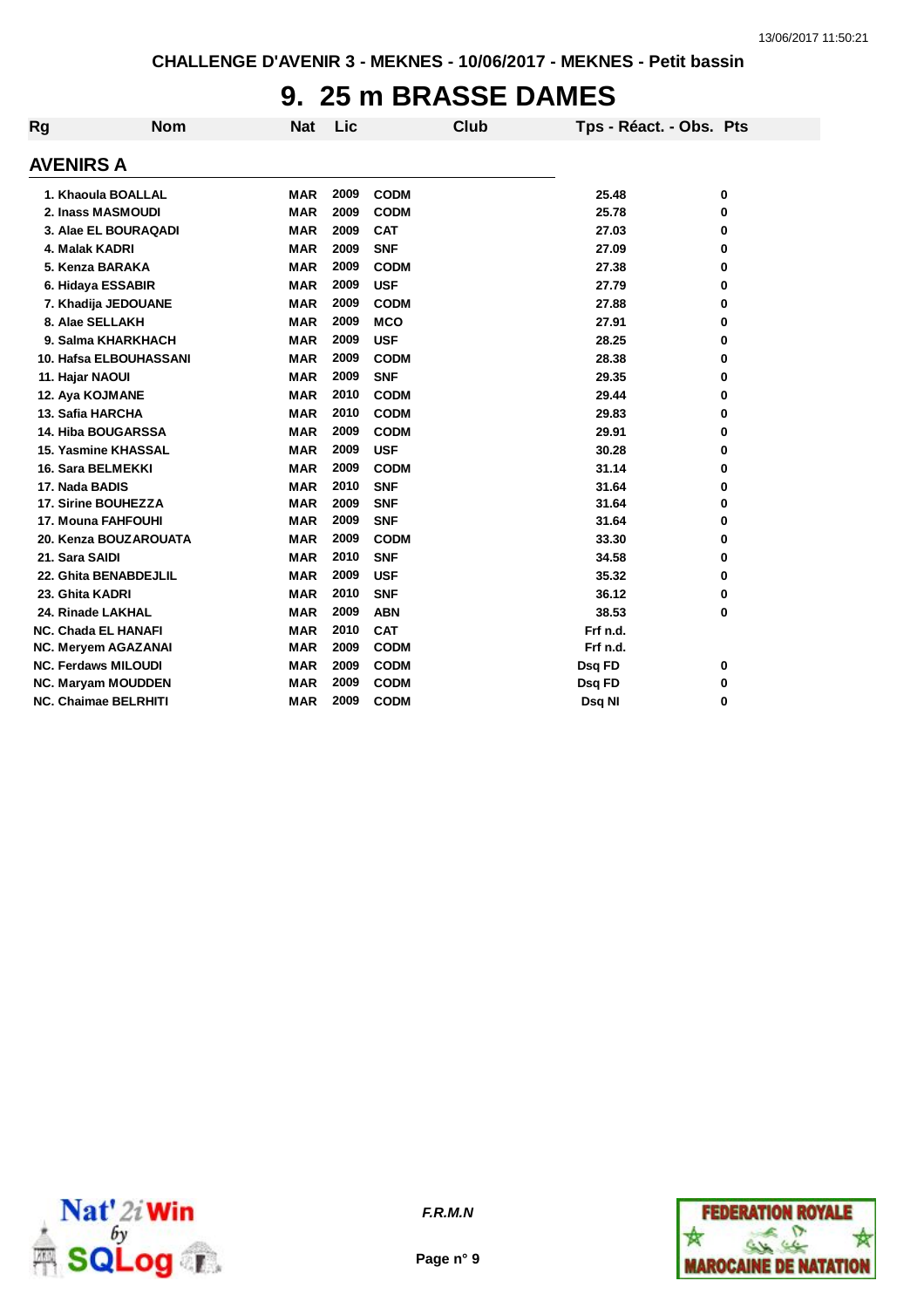CHALLENGE D'AVENIR 3 - MEKNES - 10/06/2017 - MEKNES - Petit bassin

# 9. 25 m BRASSE DAMES

## AVENIRS A

| Rg | Nom | Nat | Lic | Club | Tps - Réact. - Obs. | Pts |
|---|---|---|---|---|---|---|
| 1. | Khaoula BOALLAL | MAR | 2009 | CODM | 25.48 | 0 |
| 2. | Inass MASMOUDI | MAR | 2009 | CODM | 25.78 | 0 |
| 3. | Alae EL BOURAQADI | MAR | 2009 | CAT | 27.03 | 0 |
| 4. | Malak KADRI | MAR | 2009 | SNF | 27.09 | 0 |
| 5. | Kenza BARAKA | MAR | 2009 | CODM | 27.38 | 0 |
| 6. | Hidaya ESSABIR | MAR | 2009 | USF | 27.79 | 0 |
| 7. | Khadija JEDOUANE | MAR | 2009 | CODM | 27.88 | 0 |
| 8. | Alae SELLAKH | MAR | 2009 | MCO | 27.91 | 0 |
| 9. | Salma KHARKHACH | MAR | 2009 | USF | 28.25 | 0 |
| 10. | Hafsa ELBOUHASSANI | MAR | 2009 | CODM | 28.38 | 0 |
| 11. | Hajar NAOUI | MAR | 2009 | SNF | 29.35 | 0 |
| 12. | Aya KOJMANE | MAR | 2010 | CODM | 29.44 | 0 |
| 13. | Safia HARCHA | MAR | 2010 | CODM | 29.83 | 0 |
| 14. | Hiba BOUGARSSA | MAR | 2009 | CODM | 29.91 | 0 |
| 15. | Yasmine KHASSAL | MAR | 2009 | USF | 30.28 | 0 |
| 16. | Sara BELMEKKI | MAR | 2009 | CODM | 31.14 | 0 |
| 17. | Nada BADIS | MAR | 2010 | SNF | 31.64 | 0 |
| 17. | Sirine BOUHEZZA | MAR | 2009 | SNF | 31.64 | 0 |
| 17. | Mouna FAHFOUHI | MAR | 2009 | SNF | 31.64 | 0 |
| 20. | Kenza BOUZAROUATA | MAR | 2009 | CODM | 33.30 | 0 |
| 21. | Sara SAIDI | MAR | 2010 | SNF | 34.58 | 0 |
| 22. | Ghita BENABDEJLIL | MAR | 2009 | USF | 35.32 | 0 |
| 23. | Ghita KADRI | MAR | 2010 | SNF | 36.12 | 0 |
| 24. | Rinade LAKHAL | MAR | 2009 | ABN | 38.53 | 0 |
| NC. | Chada EL HANAFI | MAR | 2010 | CAT | Frf n.d. | |
| NC. | Meryem AGAZANAI | MAR | 2009 | CODM | Frf n.d. | |
| NC. | Ferdaws MILOUDI | MAR | 2009 | CODM | Dsq FD | 0 |
| NC. | Maryam MOUDDEN | MAR | 2009 | CODM | Dsq FD | 0 |
| NC. | Chaimae BELRHITI | MAR | 2009 | CODM | Dsq NI | 0 |

*F.R.M.N*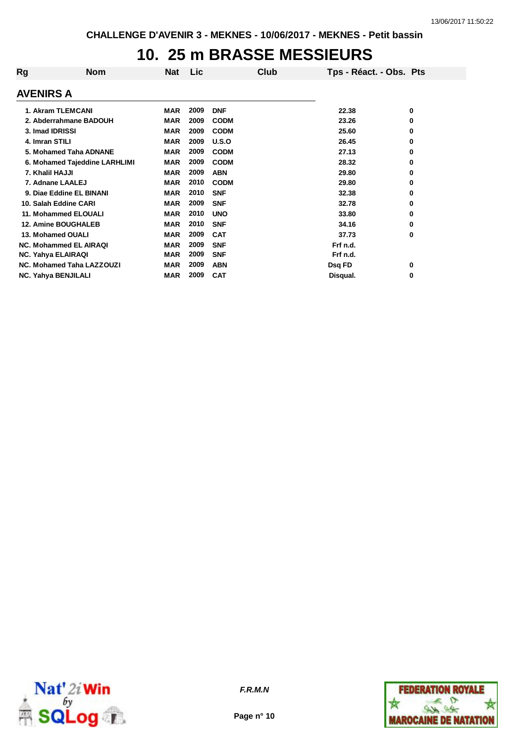# 10. 25 m BRASSE MESSIEURS

| Rg | Nom | Nat | Lic | Club | Tps - Réact. - Obs. | Pts |
|---|---|---|---|---|---|---|
| **AVENIRS A** | | | | | | |
| 1. | Akram TLEMCANI | MAR | 2009 | DNF | 22.38 | 0 |
| 2. | Abderrahmane BADOUH | MAR | 2009 | CODM | 23.26 | 0 |
| 3. | Imad IDRISSI | MAR | 2009 | CODM | 25.60 | 0 |
| 4. | Imran STILI | MAR | 2009 | U.S.O | 26.45 | 0 |
| 5. | Mohamed Taha ADNANE | MAR | 2009 | CODM | 27.13 | 0 |
| 6. | Mohamed Tajeddine LARHLIMI | MAR | 2009 | CODM | 28.32 | 0 |
| 7. | Khalil HAJJI | MAR | 2009 | ABN | 29.80 | 0 |
| 7. | Adnane LAALEJ | MAR | 2010 | CODM | 29.80 | 0 |
| 9. | Diae Eddine EL BINANI | MAR | 2010 | SNF | 32.38 | 0 |
| 10. | Salah Eddine CARI | MAR | 2009 | SNF | 32.78 | 0 |
| 11. | Mohammed ELOUALI | MAR | 2010 | UNO | 33.80 | 0 |
| 12. | Amine BOUGHALEB | MAR | 2010 | SNF | 34.16 | 0 |
| 13. | Mohamed OUALI | MAR | 2009 | CAT | 37.73 | 0 |
| NC. | Mohammed EL AIRAQI | MAR | 2009 | SNF | Frf n.d. | |
| NC. | Yahya ELAIRAQI | MAR | 2009 | SNF | Frf n.d. | |
| NC. | Mohamed Taha LAZZOUZI | MAR | 2009 | ABN | Dsq FD | 0 |
| NC. | Yahya BENJILALI | MAR | 2009 | CAT | Disqual. | 0 |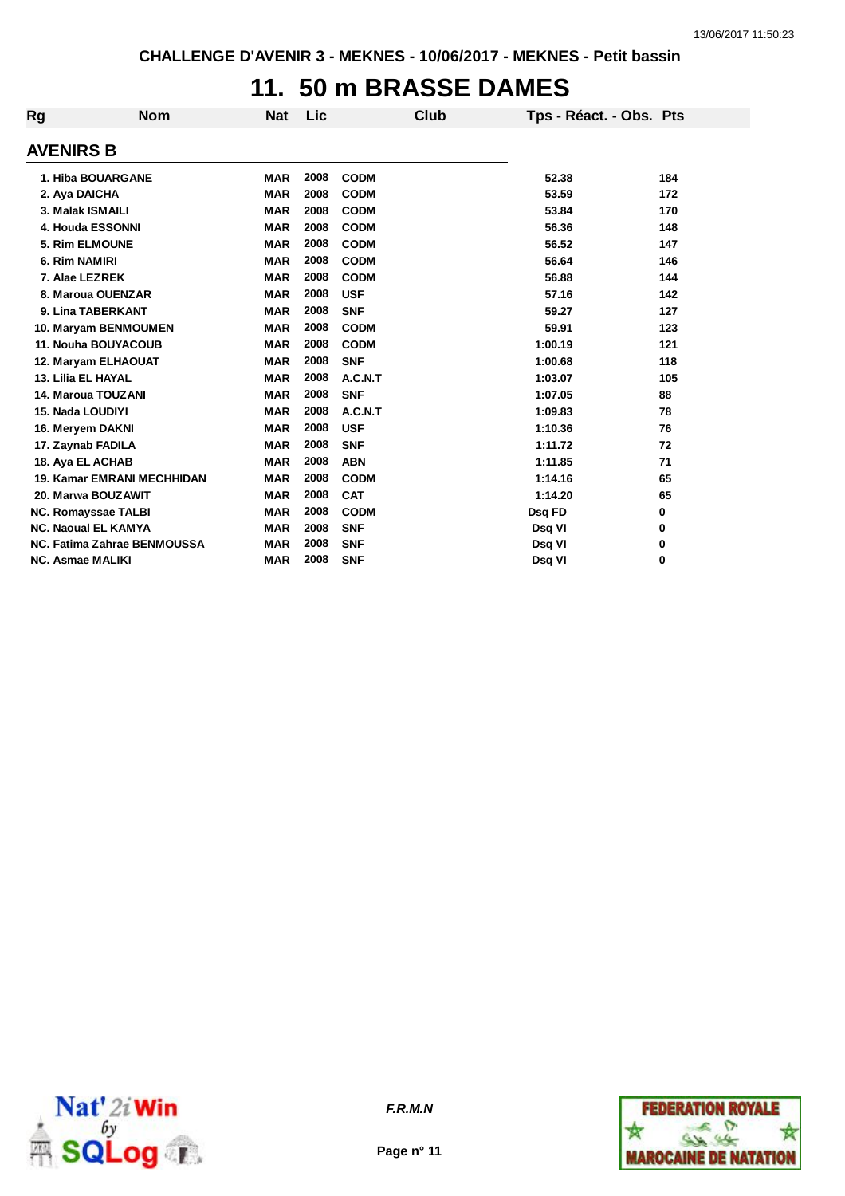CHALLENGE D'AVENIR 3 - MEKNES - 10/06/2017 - MEKNES - Petit bassin

# 11. 50 m BRASSE DAMES

## AVENIRS B

| Rg | Nom | Nat | Lic | Club | Tps - Réact. - Obs. | Pts |
|---|---|---|---|---|---|---|
| 1. | Hiba BOUARGANE | MAR | 2008 | CODM | 52.38 | 184 |
| 2. | Aya DAICHA | MAR | 2008 | CODM | 53.59 | 172 |
| 3. | Malak ISMAILI | MAR | 2008 | CODM | 53.84 | 170 |
| 4. | Houda ESSONNI | MAR | 2008 | CODM | 56.36 | 148 |
| 5. | Rim ELMOUNE | MAR | 2008 | CODM | 56.52 | 147 |
| 6. | Rim NAMIRI | MAR | 2008 | CODM | 56.64 | 146 |
| 7. | Alae LEZREK | MAR | 2008 | CODM | 56.88 | 144 |
| 8. | Maroua OUENZAR | MAR | 2008 | USF | 57.16 | 142 |
| 9. | Lina TABERKANT | MAR | 2008 | SNF | 59.27 | 127 |
| 10. | Maryam BENMOUMEN | MAR | 2008 | CODM | 59.91 | 123 |
| 11. | Nouha BOUYACOUB | MAR | 2008 | CODM | 1:00.19 | 121 |
| 12. | Maryam ELHAOUAT | MAR | 2008 | SNF | 1:00.68 | 118 |
| 13. | Lilia EL HAYAL | MAR | 2008 | A.C.N.T | 1:03.07 | 105 |
| 14. | Maroua TOUZANI | MAR | 2008 | SNF | 1:07.05 | 88 |
| 15. | Nada LOUDIYI | MAR | 2008 | A.C.N.T | 1:09.83 | 78 |
| 16. | Meryem DAKNI | MAR | 2008 | USF | 1:10.36 | 76 |
| 17. | Zaynab FADILA | MAR | 2008 | SNF | 1:11.72 | 72 |
| 18. | Aya EL ACHAB | MAR | 2008 | ABN | 1:11.85 | 71 |
| 19. | Kamar EMRANI MECHHIDAN | MAR | 2008 | CODM | 1:14.16 | 65 |
| 20. | Marwa BOUZAWIT | MAR | 2008 | CAT | 1:14.20 | 65 |
| NC. | Romayssae TALBI | MAR | 2008 | CODM | Dsq FD | 0 |
| NC. | Naoual EL KAMYA | MAR | 2008 | SNF | Dsq VI | 0 |
| NC. | Fatima Zahrae BENMOUSSA | MAR | 2008 | SNF | Dsq VI | 0 |
| NC. | Asmae MALIKI | MAR | 2008 | SNF | Dsq VI | 0 |

*F.R.M.N*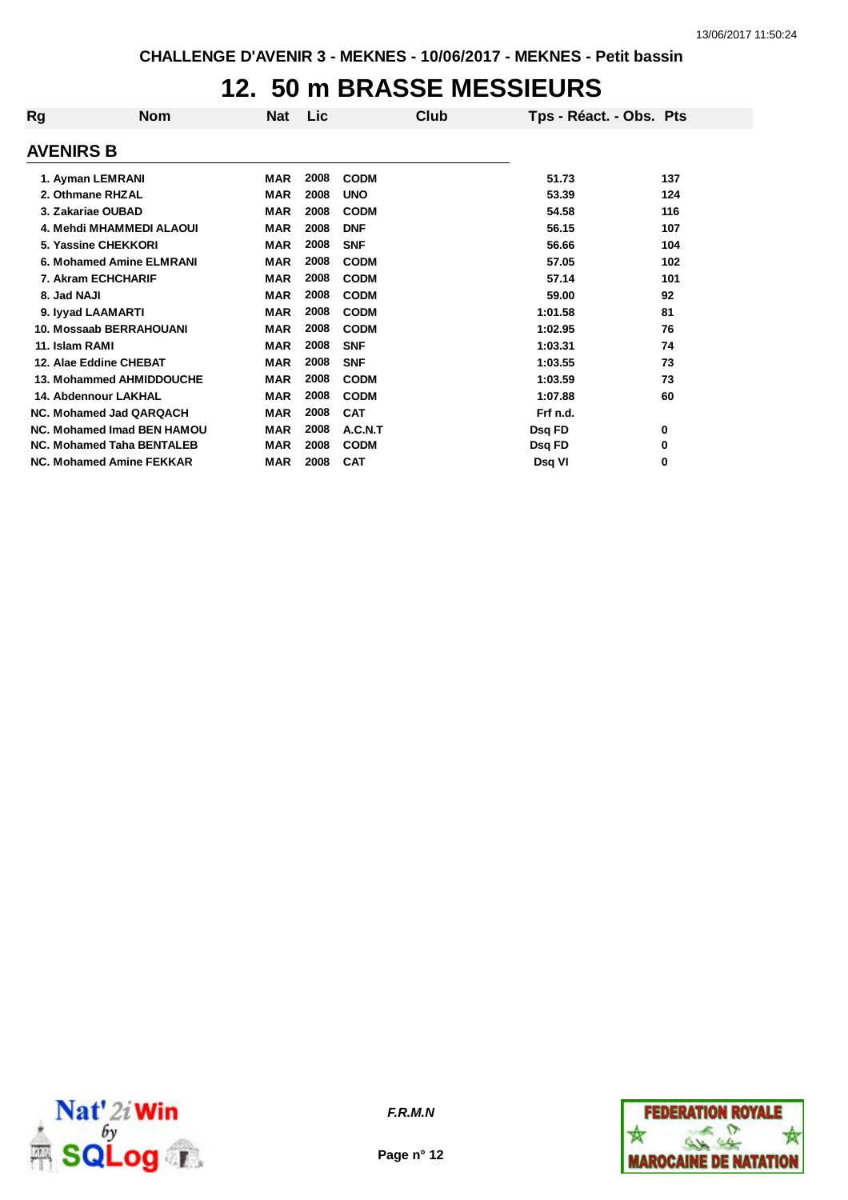CHALLENGE D'AVENIR 3 - MEKNES - 10/06/2017 - MEKNES - Petit bassin

# 12. 50 m BRASSE MESSIEURS

## AVENIRS B

| Rg | Nom | Nat | Lic | Club | Tps - Réact. - Obs. | Pts |
|---|---|---|---|---|---|---|
| 1. | Ayman LEMRANI | MAR | 2008 | CODM | 51.73 | 137 |
| 2. | Othmane RHZAL | MAR | 2008 | UNO | 53.39 | 124 |
| 3. | Zakariae OUBAD | MAR | 2008 | CODM | 54.58 | 116 |
| 4. | Mehdi MHAMMEDI ALAOUI | MAR | 2008 | DNF | 56.15 | 107 |
| 5. | Yassine CHEKKORI | MAR | 2008 | SNF | 56.66 | 104 |
| 6. | Mohamed Amine ELMRANI | MAR | 2008 | CODM | 57.05 | 102 |
| 7. | Akram ECHCHARIF | MAR | 2008 | CODM | 57.14 | 101 |
| 8. | Jad NAJI | MAR | 2008 | CODM | 59.00 | 92 |
| 9. | Iyyad LAAMARTI | MAR | 2008 | CODM | 1:01.58 | 81 |
| 10. | Mossaab BERRAHOUANI | MAR | 2008 | CODM | 1:02.95 | 76 |
| 11. | Islam RAMI | MAR | 2008 | SNF | 1:03.31 | 74 |
| 12. | Alae Eddine CHEBAT | MAR | 2008 | SNF | 1:03.55 | 73 |
| 13. | Mohammed AHMIDDOUCHE | MAR | 2008 | CODM | 1:03.59 | 73 |
| 14. | Abdennour LAKHAL | MAR | 2008 | CODM | 1:07.88 | 60 |
| NC. | Mohamed Jad QARQACH | MAR | 2008 | CAT | Frf n.d. | |
| NC. | Mohamed Imad BEN HAMOU | MAR | 2008 | A.C.N.T | Dsq FD | 0 |
| NC. | Mohamed Taha BENTALEB | MAR | 2008 | CODM | Dsq FD | 0 |
| NC. | Mohamed Amine FEKKAR | MAR | 2008 | CAT | Dsq VI | 0 |

*F.R.M.N*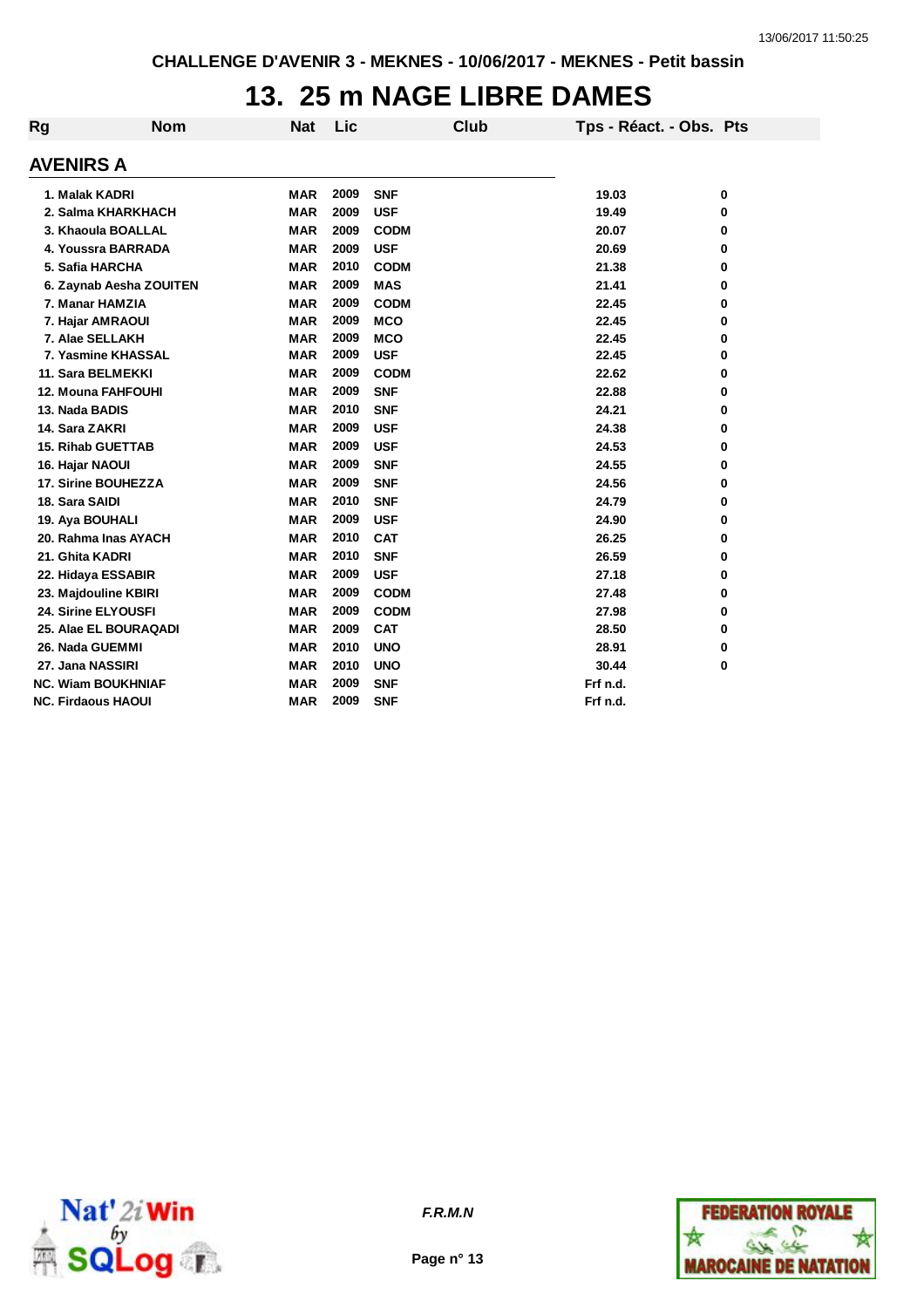CHALLENGE D'AVENIR 3 - MEKNES - 10/06/2017 - MEKNES - Petit bassin

# 13. 25 m NAGE LIBRE DAMES

## AVENIRS A

| Rg | Nom | Nat | Lic | Club | Tps - Réact. - Obs. | Pts |
|---|---|---|---|---|---|---|
| 1. | Malak KADRI | MAR | 2009 | SNF | 19.03 | 0 |
| 2. | Salma KHARKHACH | MAR | 2009 | USF | 19.49 | 0 |
| 3. | Khaoula BOALLAL | MAR | 2009 | CODM | 20.07 | 0 |
| 4. | Youssra BARRADA | MAR | 2009 | USF | 20.69 | 0 |
| 5. | Safia HARCHA | MAR | 2010 | CODM | 21.38 | 0 |
| 6. | Zaynab Aesha ZOUITEN | MAR | 2009 | MAS | 21.41 | 0 |
| 7. | Manar HAMZIA | MAR | 2009 | CODM | 22.45 | 0 |
| 7. | Hajar AMRAOUI | MAR | 2009 | MCO | 22.45 | 0 |
| 7. | Alae SELLAKH | MAR | 2009 | MCO | 22.45 | 0 |
| 7. | Yasmine KHASSAL | MAR | 2009 | USF | 22.45 | 0 |
| 11. | Sara BELMEKKI | MAR | 2009 | CODM | 22.62 | 0 |
| 12. | Mouna FAHFOUHI | MAR | 2009 | SNF | 22.88 | 0 |
| 13. | Nada BADIS | MAR | 2010 | SNF | 24.21 | 0 |
| 14. | Sara ZAKRI | MAR | 2009 | USF | 24.38 | 0 |
| 15. | Rihab GUETTAB | MAR | 2009 | USF | 24.53 | 0 |
| 16. | Hajar NAOUI | MAR | 2009 | SNF | 24.55 | 0 |
| 17. | Sirine BOUHEZZA | MAR | 2009 | SNF | 24.56 | 0 |
| 18. | Sara SAIDI | MAR | 2010 | SNF | 24.79 | 0 |
| 19. | Aya BOUHALI | MAR | 2009 | USF | 24.90 | 0 |
| 20. | Rahma Inas AYACH | MAR | 2010 | CAT | 26.25 | 0 |
| 21. | Ghita KADRI | MAR | 2010 | SNF | 26.59 | 0 |
| 22. | Hidaya ESSABIR | MAR | 2009 | USF | 27.18 | 0 |
| 23. | Majdouline KBIRI | MAR | 2009 | CODM | 27.48 | 0 |
| 24. | Sirine ELYOUSFI | MAR | 2009 | CODM | 27.98 | 0 |
| 25. | Alae EL BOURAQADI | MAR | 2009 | CAT | 28.50 | 0 |
| 26. | Nada GUEMMI | MAR | 2010 | UNO | 28.91 | 0 |
| 27. | Jana NASSIRI | MAR | 2010 | UNO | 30.44 | 0 |
| NC. | Wiam BOUKHNIAF | MAR | 2009 | SNF | Frf n.d. | |
| NC. | Firdaous HAOUI | MAR | 2009 | SNF | Frf n.d. | |

*F.R.M.N*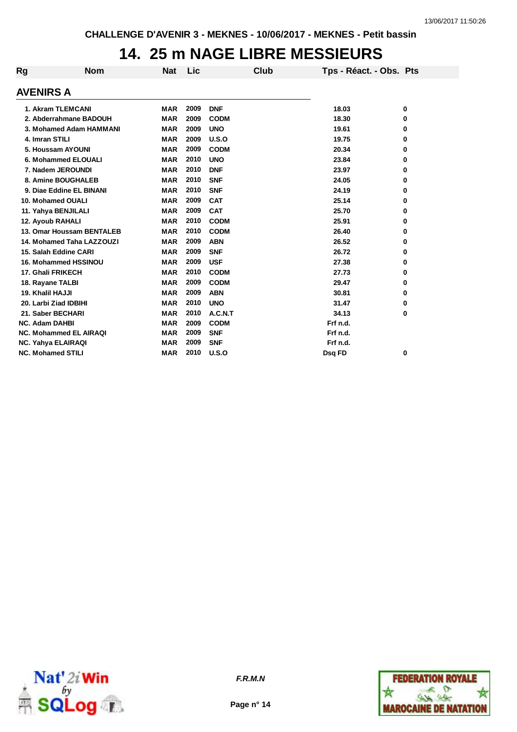CHALLENGE D'AVENIR 3 - MEKNES - 10/06/2017 - MEKNES - Petit bassin

# 14. 25 m NAGE LIBRE MESSIEURS

## AVENIRS A

| Rg | Nom | Nat | Lic | Club | Tps - Réact. - Obs. | Pts |
|---|---|---|---|---|---|---|
| 1. | Akram TLEMCANI | MAR | 2009 | DNF | 18.03 | 0 |
| 2. | Abderrahmane BADOUH | MAR | 2009 | CODM | 18.30 | 0 |
| 3. | Mohamed Adam HAMMANI | MAR | 2009 | UNO | 19.61 | 0 |
| 4. | Imran STILI | MAR | 2009 | U.S.O | 19.75 | 0 |
| 5. | Houssam AYOUNI | MAR | 2009 | CODM | 20.34 | 0 |
| 6. | Mohammed ELOUALI | MAR | 2010 | UNO | 23.84 | 0 |
| 7. | Nadem JEROUNDI | MAR | 2010 | DNF | 23.97 | 0 |
| 8. | Amine BOUGHALEB | MAR | 2010 | SNF | 24.05 | 0 |
| 9. | Diae Eddine EL BINANI | MAR | 2010 | SNF | 24.19 | 0 |
| 10. | Mohamed OUALI | MAR | 2009 | CAT | 25.14 | 0 |
| 11. | Yahya BENJILALI | MAR | 2009 | CAT | 25.70 | 0 |
| 12. | Ayoub RAHALI | MAR | 2010 | CODM | 25.91 | 0 |
| 13. | Omar Houssam BENTALEB | MAR | 2010 | CODM | 26.40 | 0 |
| 14. | Mohamed Taha LAZZOUZI | MAR | 2009 | ABN | 26.52 | 0 |
| 15. | Salah Eddine CARI | MAR | 2009 | SNF | 26.72 | 0 |
| 16. | Mohammed HSSINOU | MAR | 2009 | USF | 27.38 | 0 |
| 17. | Ghali FRIKECH | MAR | 2010 | CODM | 27.73 | 0 |
| 18. | Rayane TALBI | MAR | 2009 | CODM | 29.47 | 0 |
| 19. | Khalil HAJJI | MAR | 2009 | ABN | 30.81 | 0 |
| 20. | Larbi Ziad IDBIHI | MAR | 2010 | UNO | 31.47 | 0 |
| 21. | Saber BECHARI | MAR | 2010 | A.C.N.T | 34.13 | 0 |
| NC. | Adam DAHBI | MAR | 2009 | CODM | Frf n.d. | |
| NC. | Mohammed EL AIRAQI | MAR | 2009 | SNF | Frf n.d. | |
| NC. | Yahya ELAIRAQI | MAR | 2009 | SNF | Frf n.d. | |
| NC. | Mohamed STILI | MAR | 2010 | U.S.O | Dsq FD | 0 |

F.R.M.N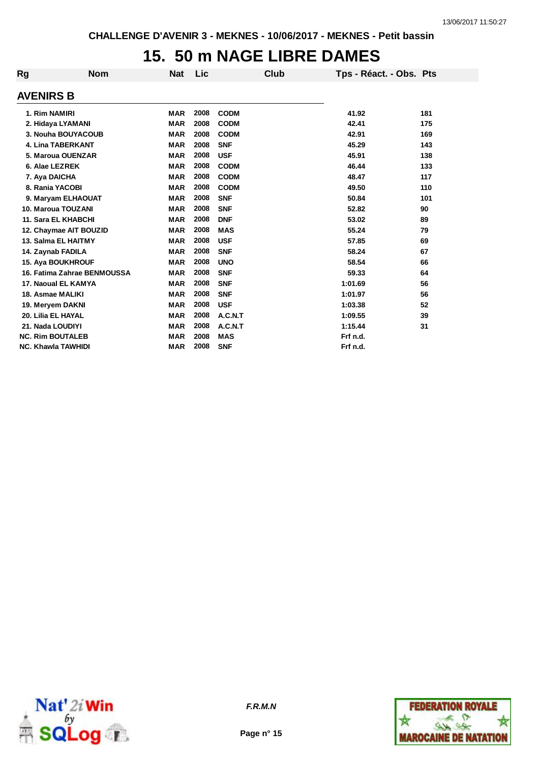CHALLENGE D'AVENIR 3 - MEKNES - 10/06/2017 - MEKNES - Petit bassin

# 15. 50 m NAGE LIBRE DAMES

## AVENIRS B

| Rg | Nom | Nat | Lic | Club | Tps - Réact. - Obs. | Pts |
|---|---|---|---|---|---|---|
| 1. | Rim NAMIRI | MAR | 2008 | CODM | 41.92 | 181 |
| 2. | Hidaya LYAMANI | MAR | 2008 | CODM | 42.41 | 175 |
| 3. | Nouha BOUYACOUB | MAR | 2008 | CODM | 42.91 | 169 |
| 4. | Lina TABERKANT | MAR | 2008 | SNF | 45.29 | 143 |
| 5. | Maroua OUENZAR | MAR | 2008 | USF | 45.91 | 138 |
| 6. | Alae LEZREK | MAR | 2008 | CODM | 46.44 | 133 |
| 7. | Aya DAICHA | MAR | 2008 | CODM | 48.47 | 117 |
| 8. | Rania YACOBI | MAR | 2008 | CODM | 49.50 | 110 |
| 9. | Maryam ELHAOUAT | MAR | 2008 | SNF | 50.84 | 101 |
| 10. | Maroua TOUZANI | MAR | 2008 | SNF | 52.82 | 90 |
| 11. | Sara EL KHABCHI | MAR | 2008 | DNF | 53.02 | 89 |
| 12. | Chaymae AIT BOUZID | MAR | 2008 | MAS | 55.24 | 79 |
| 13. | Salma EL HAITMY | MAR | 2008 | USF | 57.85 | 69 |
| 14. | Zaynab FADILA | MAR | 2008 | SNF | 58.24 | 67 |
| 15. | Aya BOUKHROUF | MAR | 2008 | UNO | 58.54 | 66 |
| 16. | Fatima Zahrae BENMOUSSA | MAR | 2008 | SNF | 59.33 | 64 |
| 17. | Naoual EL KAMYA | MAR | 2008 | SNF | 1:01.69 | 56 |
| 18. | Asmae MALIKI | MAR | 2008 | SNF | 1:01.97 | 56 |
| 19. | Meryem DAKNI | MAR | 2008 | USF | 1:03.38 | 52 |
| 20. | Lilia EL HAYAL | MAR | 2008 | A.C.N.T | 1:09.55 | 39 |
| 21. | Nada LOUDIYI | MAR | 2008 | A.C.N.T | 1:15.44 | 31 |
| NC. | Rim BOUTALEB | MAR | 2008 | MAS | Frf n.d. | |
| NC. | Khawla TAWHIDI | MAR | 2008 | SNF | Frf n.d. | |

*F.R.M.N*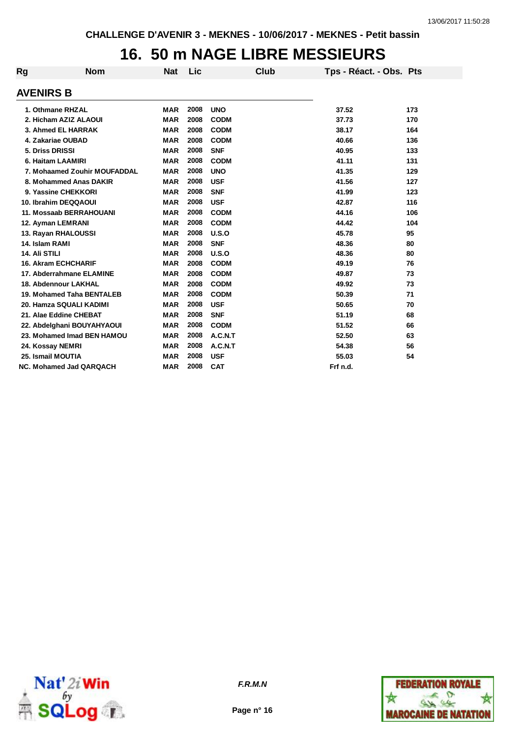CHALLENGE D'AVENIR 3 - MEKNES - 10/06/2017 - MEKNES - Petit bassin

# 16. 50 m NAGE LIBRE MESSIEURS

| Rg | Nom | Nat | Lic | Club | Tps - Réact. - Obs. | Pts |
|---|---|---|---|---|---|---|
| **AVENIRS B** | | | | | | |
| 1. | Othmane RHZAL | MAR | 2008 | UNO | 37.52 | 173 |
| 2. | Hicham AZIZ ALAOUI | MAR | 2008 | CODM | 37.73 | 170 |
| 3. | Ahmed EL HARRAK | MAR | 2008 | CODM | 38.17 | 164 |
| 4. | Zakariae OUBAD | MAR | 2008 | CODM | 40.66 | 136 |
| 5. | Driss DRISSI | MAR | 2008 | SNF | 40.95 | 133 |
| 6. | Haitam LAAMIRI | MAR | 2008 | CODM | 41.11 | 131 |
| 7. | Mohaamed Zouhir MOUFADDAL | MAR | 2008 | UNO | 41.35 | 129 |
| 8. | Mohammed Anas DAKIR | MAR | 2008 | USF | 41.56 | 127 |
| 9. | Yassine CHEKKORI | MAR | 2008 | SNF | 41.99 | 123 |
| 10. | Ibrahim DEQQAOUI | MAR | 2008 | USF | 42.87 | 116 |
| 11. | Mossaab BERRAHOUANI | MAR | 2008 | CODM | 44.16 | 106 |
| 12. | Ayman LEMRANI | MAR | 2008 | CODM | 44.42 | 104 |
| 13. | Rayan RHALOUSSI | MAR | 2008 | U.S.O | 45.78 | 95 |
| 14. | Islam RAMI | MAR | 2008 | SNF | 48.36 | 80 |
| 14. | Ali STILI | MAR | 2008 | U.S.O | 48.36 | 80 |
| 16. | Akram ECHCHARIF | MAR | 2008 | CODM | 49.19 | 76 |
| 17. | Abderrahmane ELAMINE | MAR | 2008 | CODM | 49.87 | 73 |
| 18. | Abdennour LAKHAL | MAR | 2008 | CODM | 49.92 | 73 |
| 19. | Mohamed Taha BENTALEB | MAR | 2008 | CODM | 50.39 | 71 |
| 20. | Hamza SQUALI KADIMI | MAR | 2008 | USF | 50.65 | 70 |
| 21. | Alae Eddine CHEBAT | MAR | 2008 | SNF | 51.19 | 68 |
| 22. | Abdelghani BOUYAHYAOUI | MAR | 2008 | CODM | 51.52 | 66 |
| 23. | Mohamed Imad BEN HAMOU | MAR | 2008 | A.C.N.T | 52.50 | 63 |
| 24. | Kossay NEMRI | MAR | 2008 | A.C.N.T | 54.38 | 56 |
| 25. | Ismail MOUTIA | MAR | 2008 | USF | 55.03 | 54 |
| NC. | Mohamed Jad QARQACH | MAR | 2008 | CAT | Frf n.d. | |

F.R.M.N